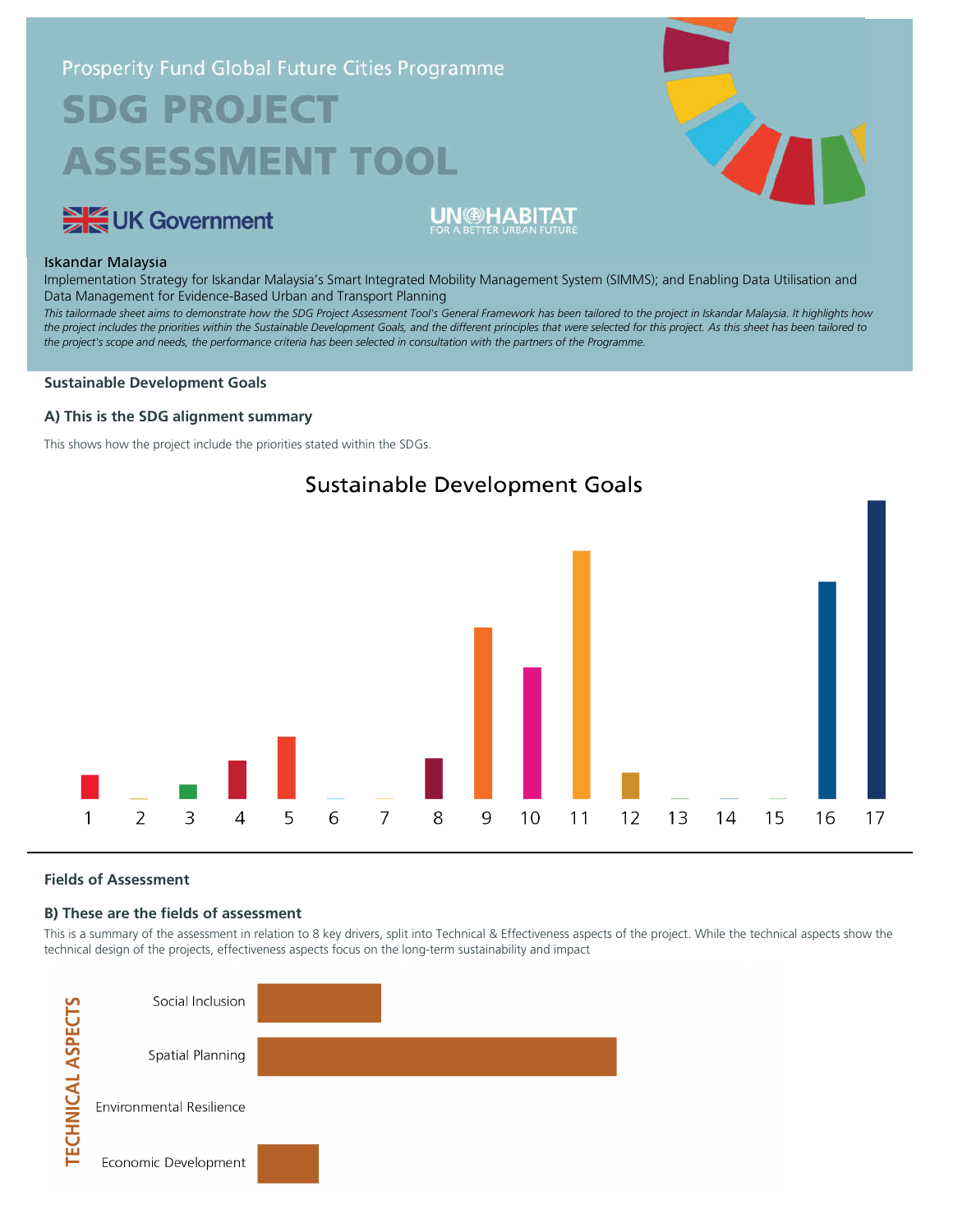Prosperity Fund Global Future Cities Programme

# SDG PROJECT ASSESSMENT TOOL

UK Government

UN-HABITAT
FOR A BETTER URBAN FUTURE

Iskandar Malaysia

Implementation Strategy for Iskandar Malaysia's Smart Integrated Mobility Management System (SIMMS); and Enabling Data Utilisation and Data Management for Evidence-Based Urban and Transport Planning

*This tailormade sheet aims to demonstrate how the SDG Project Assessment Tool's General Framework has been tailored to the project in Iskandar Malaysia. It highlights how the project includes the priorities within the Sustainable Development Goals, and the different principles that were selected for this project. As this sheet has been tailored to the project's scope and needs, the performance criteria has been selected in consultation with the partners of the Programme.*

## Sustainable Development Goals

### A) This is the SDG alignment summary

This shows how the project include the priorities stated within the SDGs.

Sustainable Development Goals

1 2 3 4 5 6 7 8 9 10 11 12 13 14 15 16 17

## Fields of Assessment

### B) These are the fields of assessment

This is a summary of the assessment in relation to 8 key drivers, split into Technical & Effectiveness aspects of the project. While the technical aspects show the technical design of the projects, effectiveness aspects focus on the long-term sustainability and impact

TECHNICAL ASPECTS

Social Inclusion

Spatial Planning

Environmental Resilience

Economic Development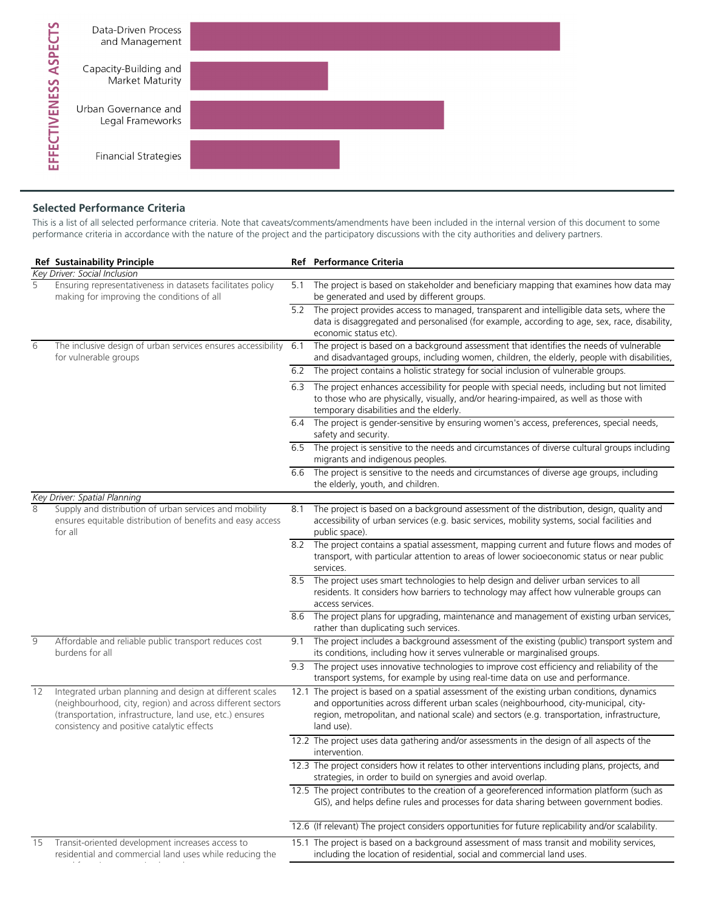EFFECTIVENESS ASPECTS

- Data-Driven Process and Management
- Capacity-Building and Market Maturity
- Urban Governance and Legal Frameworks
- Financial Strategies

## Selected Performance Criteria

This is a list of all selected performance criteria. Note that caveats/comments/amendments have been included in the internal version of this document to some performance criteria in accordance with the nature of the project and the participatory discussions with the city authorities and delivery partners.

| Ref | Sustainability Principle | Ref | Performance Criteria |
|---|---|---|---|
| *Key Driver: Social Inclusion* | | | |
| 5 | Ensuring representativeness in datasets facilitates policy making for improving the conditions of all | 5.1 | The project is based on stakeholder and beneficiary mapping that examines how data may be generated and used by different groups. |
| | | 5.2 | The project provides access to managed, transparent and intelligible data sets, where the data is disaggregated and personalised (for example, according to age, sex, race, disability, economic status etc). |
| 6 | The inclusive design of urban services ensures accessibility for vulnerable groups | 6.1 | The project is based on a background assessment that identifies the needs of vulnerable and disadvantaged groups, including women, children, the elderly, people with disabilities, |
| | | 6.2 | The project contains a holistic strategy for social inclusion of vulnerable groups. |
| | | 6.3 | The project enhances accessibility for people with special needs, including but not limited to those who are physically, visually, and/or hearing-impaired, as well as those with temporary disabilities and the elderly. |
| | | 6.4 | The project is gender-sensitive by ensuring women's access, preferences, special needs, safety and security. |
| | | 6.5 | The project is sensitive to the needs and circumstances of diverse cultural groups including migrants and indigenous peoples. |
| | | 6.6 | The project is sensitive to the needs and circumstances of diverse age groups, including the elderly, youth, and children. |
| *Key Driver: Spatial Planning* | | | |
| 8 | Supply and distribution of urban services and mobility ensures equitable distribution of benefits and easy access for all | 8.1 | The project is based on a background assessment of the distribution, design, quality and accessibility of urban services (e.g. basic services, mobility systems, social facilities and public space). |
| | | 8.2 | The project contains a spatial assessment, mapping current and future flows and modes of transport, with particular attention to areas of lower socioeconomic status or near public services. |
| | | 8.5 | The project uses smart technologies to help design and deliver urban services to all residents. It considers how barriers to technology may affect how vulnerable groups can access services. |
| | | 8.6 | The project plans for upgrading, maintenance and management of existing urban services, rather than duplicating such services. |
| 9 | Affordable and reliable public transport reduces cost burdens for all | 9.1 | The project includes a background assessment of the existing (public) transport system and its conditions, including how it serves vulnerable or marginalised groups. |
| | | 9.3 | The project uses innovative technologies to improve cost efficiency and reliability of the transport systems, for example by using real-time data on use and performance. |
| 12 | Integrated urban planning and design at different scales (neighbourhood, city, region) and across different sectors (transportation, infrastructure, land use, etc.) ensures consistency and positive catalytic effects | 12.1 | The project is based on a spatial assessment of the existing urban conditions, dynamics and opportunities across different urban scales (neighbourhood, city-municipal, city-region, metropolitan, and national scale) and sectors (e.g. transportation, infrastructure, land use). |
| | | 12.2 | The project uses data gathering and/or assessments in the design of all aspects of the intervention. |
| | | 12.3 | The project considers how it relates to other interventions including plans, projects, and strategies, in order to build on synergies and avoid overlap. |
| | | 12.5 | The project contributes to the creation of a georeferenced information platform (such as GIS), and helps define rules and processes for data sharing between government bodies. |
| | | 12.6 | (If relevant) The project considers opportunities for future replicability and/or scalability. |
| 15 | Transit-oriented development increases access to residential and commercial land uses while reducing the | 15.1 | The project is based on a background assessment of mass transit and mobility services, including the location of residential, social and commercial land uses. |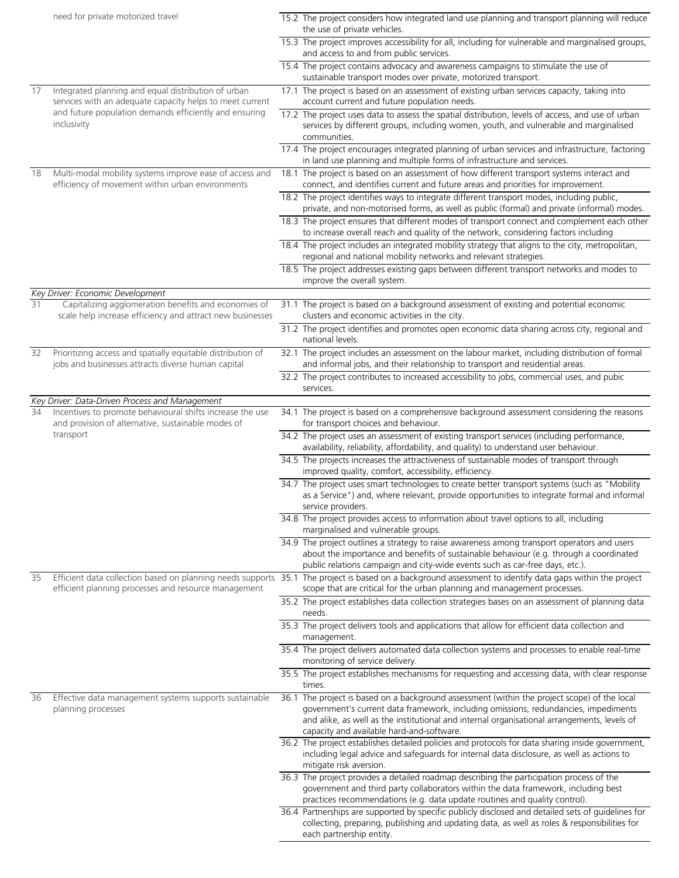| | | |
|---|---|---|
| | need for private motorized travel | 15.2 The project considers how integrated land use planning and transport planning will reduce the use of private vehicles. |
| | | 15.3 The project improves accessibility for all, including for vulnerable and marginalised groups, and access to and from public services. |
| | | 15.4 The project contains advocacy and awareness campaigns to stimulate the use of sustainable transport modes over private, motorized transport. |
| 17 | Integrated planning and equal distribution of urban services with an adequate capacity helps to meet current and future population demands efficiently and ensuring inclusivity | 17.1 The project is based on an assessment of existing urban services capacity, taking into account current and future population needs. |
| | | 17.2 The project uses data to assess the spatial distribution, levels of access, and use of urban services by different groups, including women, youth, and vulnerable and marginalised communities. |
| | | 17.4 The project encourages integrated planning of urban services and infrastructure, factoring in land use planning and multiple forms of infrastructure and services. |
| 18 | Multi-modal mobility systems improve ease of access and efficiency of movement within urban environments | 18.1 The project is based on an assessment of how different transport systems interact and connect, and identifies current and future areas and priorities for improvement. |
| | | 18.2 The project identifies ways to integrate different transport modes, including public, private, and non-motorised forms, as well as public (formal) and private (informal) modes. |
| | | 18.3 The project ensures that different modes of transport connect and complement each other to increase overall reach and quality of the network, considering factors including |
| | | 18.4 The project includes an integrated mobility strategy that aligns to the city, metropolitan, regional and national mobility networks and relevant strategies. |
| | | 18.5 The project addresses existing gaps between different transport networks and modes to improve the overall system. |
| *Key Driver: Economic Development* | | |
| 31 | Capitalizing agglomeration benefits and economies of scale help increase efficiency and attract new businesses | 31.1 The project is based on a background assessment of existing and potential economic clusters and economic activities in the city. |
| | | 31.2 The project identifies and promotes open economic data sharing across city, regional and national levels. |
| 32 | Prioritizing access and spatially equitable distribution of jobs and businesses attracts diverse human capital | 32.1 The project includes an assessment on the labour market, including distribution of formal and informal jobs, and their relationship to transport and residential areas. |
| | | 32.2 The project contributes to increased accessibility to jobs, commercial uses, and pubic services. |
| *Key Driver: Data-Driven Process and Management* | | |
| 34 | Incentives to promote behavioural shifts increase the use and provision of alternative, sustainable modes of transport | 34.1 The project is based on a comprehensive background assessment considering the reasons for transport choices and behaviour. |
| | | 34.2 The project uses an assessment of existing transport services (including performance, availability, reliability, affordability, and quality) to understand user behaviour. |
| | | 34.5 The projects increases the attractiveness of sustainable modes of transport through improved quality, comfort, accessibility, efficiency. |
| | | 34.7 The project uses smart technologies to create better transport systems (such as "Mobility as a Service") and, where relevant, provide opportunities to integrate formal and informal service providers. |
| | | 34.8 The project provides access to information about travel options to all, including marginalised and vulnerable groups. |
| | | 34.9 The project outlines a strategy to raise awareness among transport operators and users about the importance and benefits of sustainable behaviour (e.g. through a coordinated public relations campaign and city-wide events such as car-free days, etc.). |
| 35 | Efficient data collection based on planning needs supports efficient planning processes and resource management | 35.1 The project is based on a background assessment to identify data gaps within the project scope that are critical for the urban planning and management processes. |
| | | 35.2 The project establishes data collection strategies bases on an assessment of planning data needs. |
| | | 35.3 The project delivers tools and applications that allow for efficient data collection and management. |
| | | 35.4 The project delivers automated data collection systems and processes to enable real-time monitoring of service delivery. |
| | | 35.5 The project establishes mechanisms for requesting and accessing data, with clear response times. |
| 36 | Effective data management systems supports sustainable planning processes | 36.1 The project is based on a background assessment (within the project scope) of the local government's current data framework, including omissions, redundancies, impediments and alike, as well as the institutional and internal organisational arrangements, levels of capacity and available hard-and-software. |
| | | 36.2 The project establishes detailed policies and protocols for data sharing inside government, including legal advice and safeguards for internal data disclosure, as well as actions to mitigate risk aversion. |
| | | 36.3 The project provides a detailed roadmap describing the participation process of the government and third party collaborators within the data framework, including best practices recommendations (e.g. data update routines and quality control). |
| | | 36.4 Partnerships are supported by specific publicly disclosed and detailed sets of guidelines for collecting, preparing, publishing and updating data, as well as roles & responsibilities for each partnership entity. |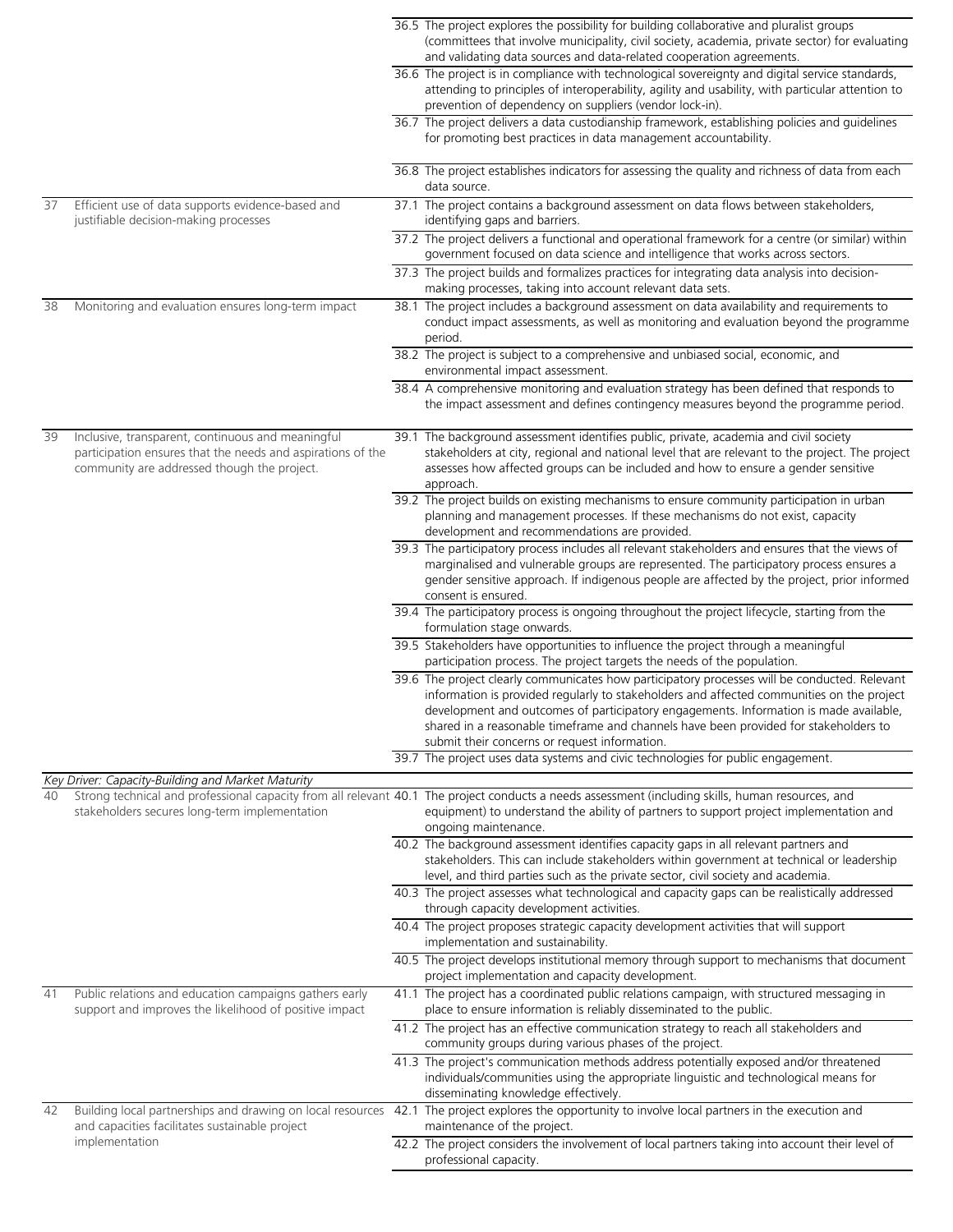| | | |
|---|---|---|
| | | 36.5 The project explores the possibility for building collaborative and pluralist groups (committees that involve municipality, civil society, academia, private sector) for evaluating and validating data sources and data-related cooperation agreements. |
| | | 36.6 The project is in compliance with technological sovereignty and digital service standards, attending to principles of interoperability, agility and usability, with particular attention to prevention of dependency on suppliers (vendor lock-in). |
| | | 36.7 The project delivers a data custodianship framework, establishing policies and guidelines for promoting best practices in data management accountability. |
| | | 36.8 The project establishes indicators for assessing the quality and richness of data from each data source. |
| 37 | Efficient use of data supports evidence-based and justifiable decision-making processes | 37.1 The project contains a background assessment on data flows between stakeholders, identifying gaps and barriers. |
| | | 37.2 The project delivers a functional and operational framework for a centre (or similar) within government focused on data science and intelligence that works across sectors. |
| | | 37.3 The project builds and formalizes practices for integrating data analysis into decision-making processes, taking into account relevant data sets. |
| 38 | Monitoring and evaluation ensures long-term impact | 38.1 The project includes a background assessment on data availability and requirements to conduct impact assessments, as well as monitoring and evaluation beyond the programme period. |
| | | 38.2 The project is subject to a comprehensive and unbiased social, economic, and environmental impact assessment. |
| | | 38.4 A comprehensive monitoring and evaluation strategy has been defined that responds to the impact assessment and defines contingency measures beyond the programme period. |
| 39 | Inclusive, transparent, continuous and meaningful participation ensures that the needs and aspirations of the community are addressed though the project. | 39.1 The background assessment identifies public, private, academia and civil society stakeholders at city, regional and national level that are relevant to the project. The project assesses how affected groups can be included and how to ensure a gender sensitive approach. |
| | | 39.2 The project builds on existing mechanisms to ensure community participation in urban planning and management processes. If these mechanisms do not exist, capacity development and recommendations are provided. |
| | | 39.3 The participatory process includes all relevant stakeholders and ensures that the views of marginalised and vulnerable groups are represented. The participatory process ensures a gender sensitive approach. If indigenous people are affected by the project, prior informed consent is ensured. |
| | | 39.4 The participatory process is ongoing throughout the project lifecycle, starting from the formulation stage onwards. |
| | | 39.5 Stakeholders have opportunities to influence the project through a meaningful participation process. The project targets the needs of the population. |
| | | 39.6 The project clearly communicates how participatory processes will be conducted. Relevant information is provided regularly to stakeholders and affected communities on the project development and outcomes of participatory engagements. Information is made available, shared in a reasonable timeframe and channels have been provided for stakeholders to submit their concerns or request information. |
| | | 39.7 The project uses data systems and civic technologies for public engagement. |
| *Key Driver: Capacity-Building and Market Maturity* | | |
| 40 | Strong technical and professional capacity from all relevant stakeholders secures long-term implementation | 40.1 The project conducts a needs assessment (including skills, human resources, and equipment) to understand the ability of partners to support project implementation and ongoing maintenance. |
| | | 40.2 The background assessment identifies capacity gaps in all relevant partners and stakeholders. This can include stakeholders within government at technical or leadership level, and third parties such as the private sector, civil society and academia. |
| | | 40.3 The project assesses what technological and capacity gaps can be realistically addressed through capacity development activities. |
| | | 40.4 The project proposes strategic capacity development activities that will support implementation and sustainability. |
| | | 40.5 The project develops institutional memory through support to mechanisms that document project implementation and capacity development. |
| 41 | Public relations and education campaigns gathers early support and improves the likelihood of positive impact | 41.1 The project has a coordinated public relations campaign, with structured messaging in place to ensure information is reliably disseminated to the public. |
| | | 41.2 The project has an effective communication strategy to reach all stakeholders and community groups during various phases of the project. |
| | | 41.3 The project's communication methods address potentially exposed and/or threatened individuals/communities using the appropriate linguistic and technological means for disseminating knowledge effectively. |
| 42 | Building local partnerships and drawing on local resources and capacities facilitates sustainable project implementation | 42.1 The project explores the opportunity to involve local partners in the execution and maintenance of the project. |
| | | 42.2 The project considers the involvement of local partners taking into account their level of professional capacity. |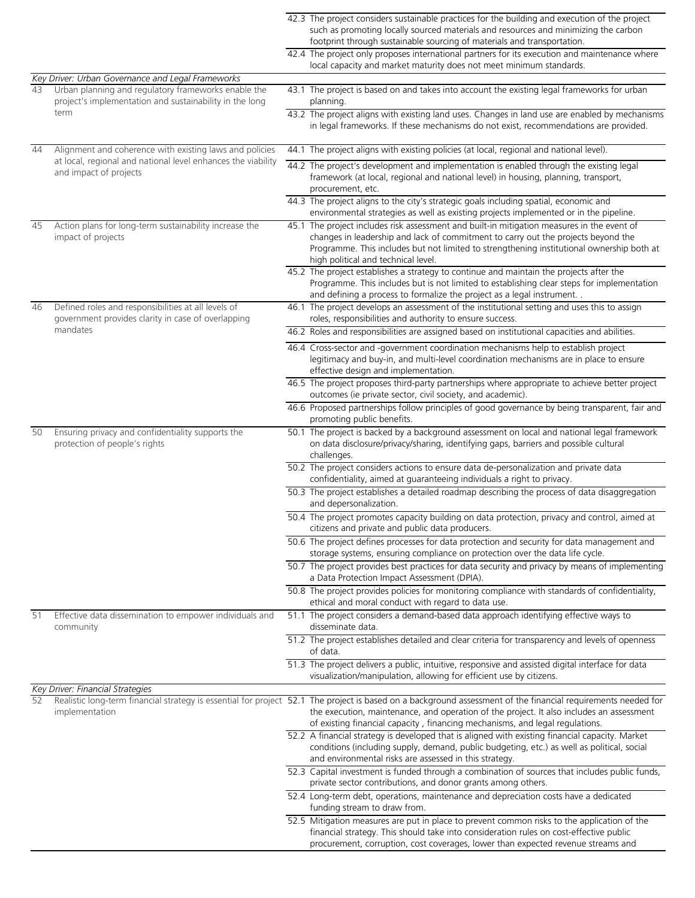| | | | |
|---|---|---|---|
| | | 42.3 | The project considers sustainable practices for the building and execution of the project such as promoting locally sourced materials and resources and minimizing the carbon footprint through sustainable sourcing of materials and transportation. |
| | | 42.4 | The project only proposes international partners for its execution and maintenance where local capacity and market maturity does not meet minimum standards. |
| *Key Driver: Urban Governance and Legal Frameworks* | | | |
| 43 | Urban planning and regulatory frameworks enable the project's implementation and sustainability in the long term | 43.1 | The project is based on and takes into account the existing legal frameworks for urban planning. |
| | | 43.2 | The project aligns with existing land uses. Changes in land use are enabled by mechanisms in legal frameworks. If these mechanisms do not exist, recommendations are provided. |
| 44 | Alignment and coherence with existing laws and policies at local, regional and national level enhances the viability and impact of projects | 44.1 | The project aligns with existing policies (at local, regional and national level). |
| | | 44.2 | The project's development and implementation is enabled through the existing legal framework (at local, regional and national level) in housing, planning, transport, procurement, etc. |
| | | 44.3 | The project aligns to the city's strategic goals including spatial, economic and environmental strategies as well as existing projects implemented or in the pipeline. |
| 45 | Action plans for long-term sustainability increase the impact of projects | 45.1 | The project includes risk assessment and built-in mitigation measures in the event of changes in leadership and lack of commitment to carry out the projects beyond the Programme. This includes but is not limited to strengthening institutional ownership both at high political and technical level. |
| | | 45.2 | The project establishes a strategy to continue and maintain the projects after the Programme. This includes but is not limited to establishing clear steps for implementation and defining a process to formalize the project as a legal instrument. . |
| 46 | Defined roles and responsibilities at all levels of government provides clarity in case of overlapping mandates | 46.1 | The project develops an assessment of the institutional setting and uses this to assign roles, responsibilities and authority to ensure success. |
| | | 46.2 | Roles and responsibilities are assigned based on institutional capacities and abilities. |
| | | 46.4 | Cross-sector and -government coordination mechanisms help to establish project legitimacy and buy-in, and multi-level coordination mechanisms are in place to ensure effective design and implementation. |
| | | 46.5 | The project proposes third-party partnerships where appropriate to achieve better project outcomes (ie private sector, civil society, and academic). |
| | | 46.6 | Proposed partnerships follow principles of good governance by being transparent, fair and promoting public benefits. |
| 50 | Ensuring privacy and confidentiality supports the protection of people's rights | 50.1 | The project is backed by a background assessment on local and national legal framework on data disclosure/privacy/sharing, identifying gaps, barriers and possible cultural challenges. |
| | | 50.2 | The project considers actions to ensure data de-personalization and private data confidentiality, aimed at guaranteeing individuals a right to privacy. |
| | | 50.3 | The project establishes a detailed roadmap describing the process of data disaggregation and depersonalization. |
| | | 50.4 | The project promotes capacity building on data protection, privacy and control, aimed at citizens and private and public data producers. |
| | | 50.6 | The project defines processes for data protection and security for data management and storage systems, ensuring compliance on protection over the data life cycle. |
| | | 50.7 | The project provides best practices for data security and privacy by means of implementing a Data Protection Impact Assessment (DPIA). |
| | | 50.8 | The project provides policies for monitoring compliance with standards of confidentiality, ethical and moral conduct with regard to data use. |
| 51 | Effective data dissemination to empower individuals and community | 51.1 | The project considers a demand-based data approach identifying effective ways to disseminate data. |
| | | 51.2 | The project establishes detailed and clear criteria for transparency and levels of openness of data. |
| | | 51.3 | The project delivers a public, intuitive, responsive and assisted digital interface for data visualization/manipulation, allowing for efficient use by citizens. |
| *Key Driver: Financial Strategies* | | | |
| 52 | Realistic long-term financial strategy is essential for project implementation | 52.1 | The project is based on a background assessment of the financial requirements needed for the execution, maintenance, and operation of the project. It also includes an assessment of existing financial capacity , financing mechanisms, and legal regulations. |
| | | 52.2 | A financial strategy is developed that is aligned with existing financial capacity. Market conditions (including supply, demand, public budgeting, etc.) as well as political, social and environmental risks are assessed in this strategy. |
| | | 52.3 | Capital investment is funded through a combination of sources that includes public funds, private sector contributions, and donor grants among others. |
| | | 52.4 | Long-term debt, operations, maintenance and depreciation costs have a dedicated funding stream to draw from. |
| | | 52.5 | Mitigation measures are put in place to prevent common risks to the application of the financial strategy. This should take into consideration rules on cost-effective public procurement, corruption, cost coverages, lower than expected revenue streams and |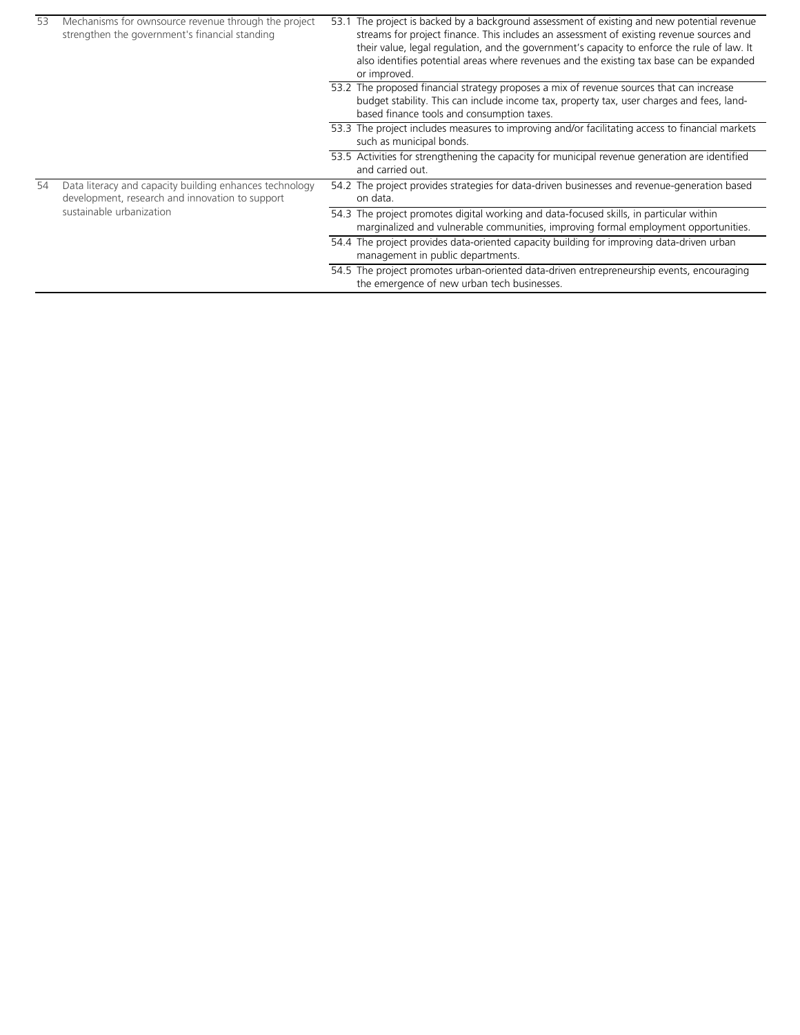| | | |
|---|---|---|
| 53 | Mechanisms for ownsource revenue through the project strengthen the government's financial standing | 53.1 The project is backed by a background assessment of existing and new potential revenue streams for project finance. This includes an assessment of existing revenue sources and their value, legal regulation, and the government's capacity to enforce the rule of law. It also identifies potential areas where revenues and the existing tax base can be expanded or improved. |
| | | 53.2 The proposed financial strategy proposes a mix of revenue sources that can increase budget stability. This can include income tax, property tax, user charges and fees, land-based finance tools and consumption taxes. |
| | | 53.3 The project includes measures to improving and/or facilitating access to financial markets such as municipal bonds. |
| | | 53.5 Activities for strengthening the capacity for municipal revenue generation are identified and carried out. |
| 54 | Data literacy and capacity building enhances technology development, research and innovation to support sustainable urbanization | 54.2 The project provides strategies for data-driven businesses and revenue-generation based on data. |
| | | 54.3 The project promotes digital working and data-focused skills, in particular within marginalized and vulnerable communities, improving formal employment opportunities. |
| | | 54.4 The project provides data-oriented capacity building for improving data-driven urban management in public departments. |
| | | 54.5 The project promotes urban-oriented data-driven entrepreneurship events, encouraging the emergence of new urban tech businesses. |